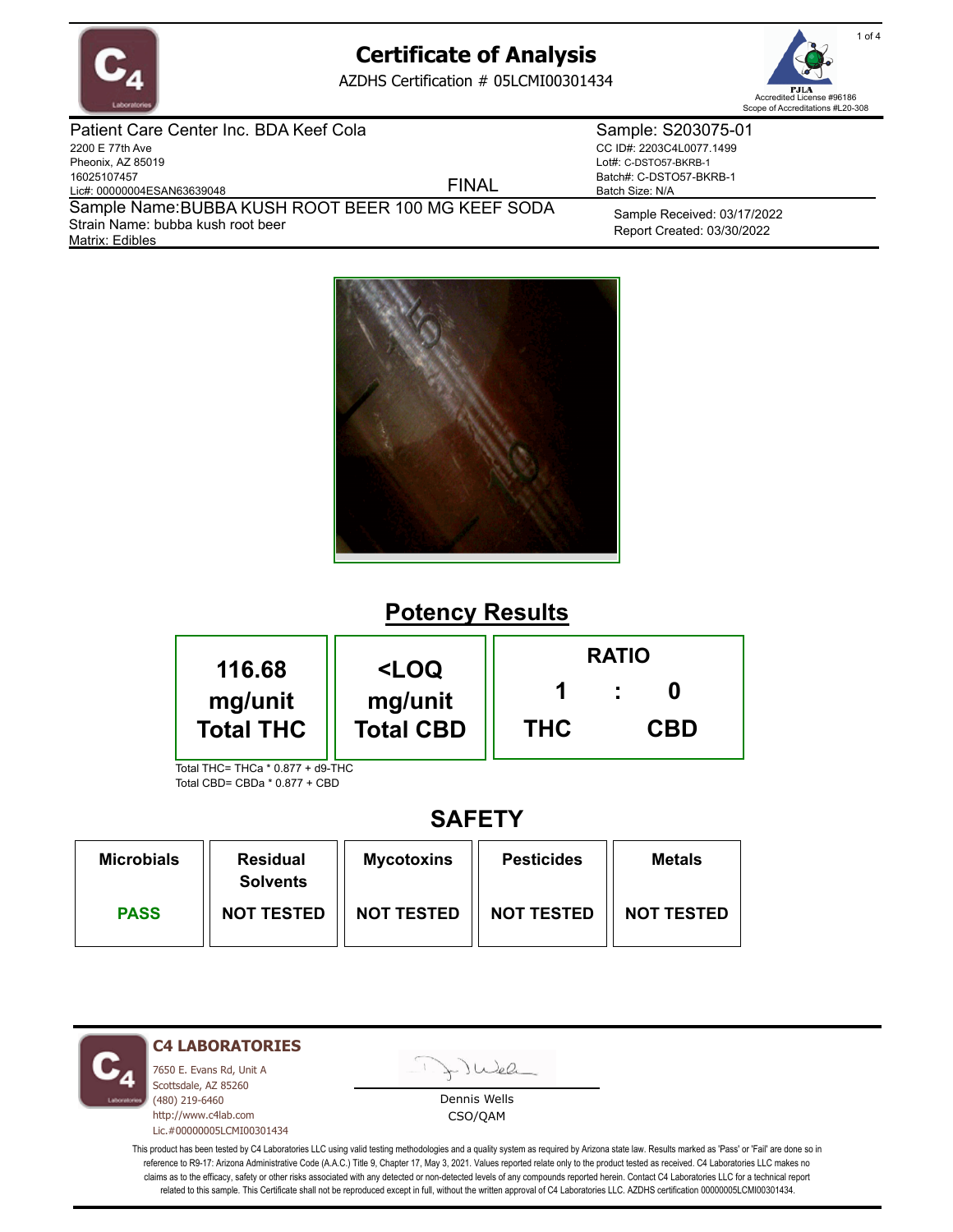# Certificate of Analysis

AZDHS Certification # 05LCMI00301434

Accredited License #96186
Scope of Accreditations #L20-308

**Patient Care Center Inc. BDA Keef Cola**
2200 E 77th Ave
Pheonix, AZ 85019
16025107457
Lic#: 00000004ESAN63639048

FINAL

**Sample: S203075-01**
CC ID#: 2203C4L0077.1499
Lot#: C-DSTO57-BKRB-1
Batch#: C-DSTO57-BKRB-1
Batch Size: N/A

Sample Name: BUBBA KUSH ROOT BEER 100 MG KEEF SODA
Strain Name: bubba kush root beer
Matrix: Edibles

Sample Received: 03/17/2022
Report Created: 03/30/2022

## Potency Results

| 116.68 mg/unit Total THC | <LOQ mg/unit Total CBD | RATIO 1 : 0 THC : CBD |
|---|---|---|

Total THC= THCa * 0.877 + d9-THC
Total CBD= CBDa * 0.877 + CBD

## SAFETY

| Microbials | Residual Solvents | Mycotoxins | Pesticides | Metals |
|---|---|---|---|---|
| PASS | NOT TESTED | NOT TESTED | NOT TESTED | NOT TESTED |

**C4 LABORATORIES**
7650 E. Evans Rd, Unit A
Scottsdale, AZ 85260
(480) 219-6460
http://www.c4lab.com
Lic.#00000005LCMI00301434

Dennis Wells
CSO/QAM

This product has been tested by C4 Laboratories LLC using valid testing methodologies and a quality system as required by Arizona state law. Results marked as 'Pass' or 'Fail' are done so in reference to R9-17: Arizona Administrative Code (A.A.C.) Title 9, Chapter 17, May 3, 2021. Values reported relate only to the product tested as received. C4 Laboratories LLC makes no claims as to the efficacy, safety or other risks associated with any detected or non-detected levels of any compounds reported herein. Contact C4 Laboratories LLC for a technical report related to this sample. This Certificate shall not be reproduced except in full, without the written approval of C4 Laboratories LLC. AZDHS certification 00000005LCMI00301434.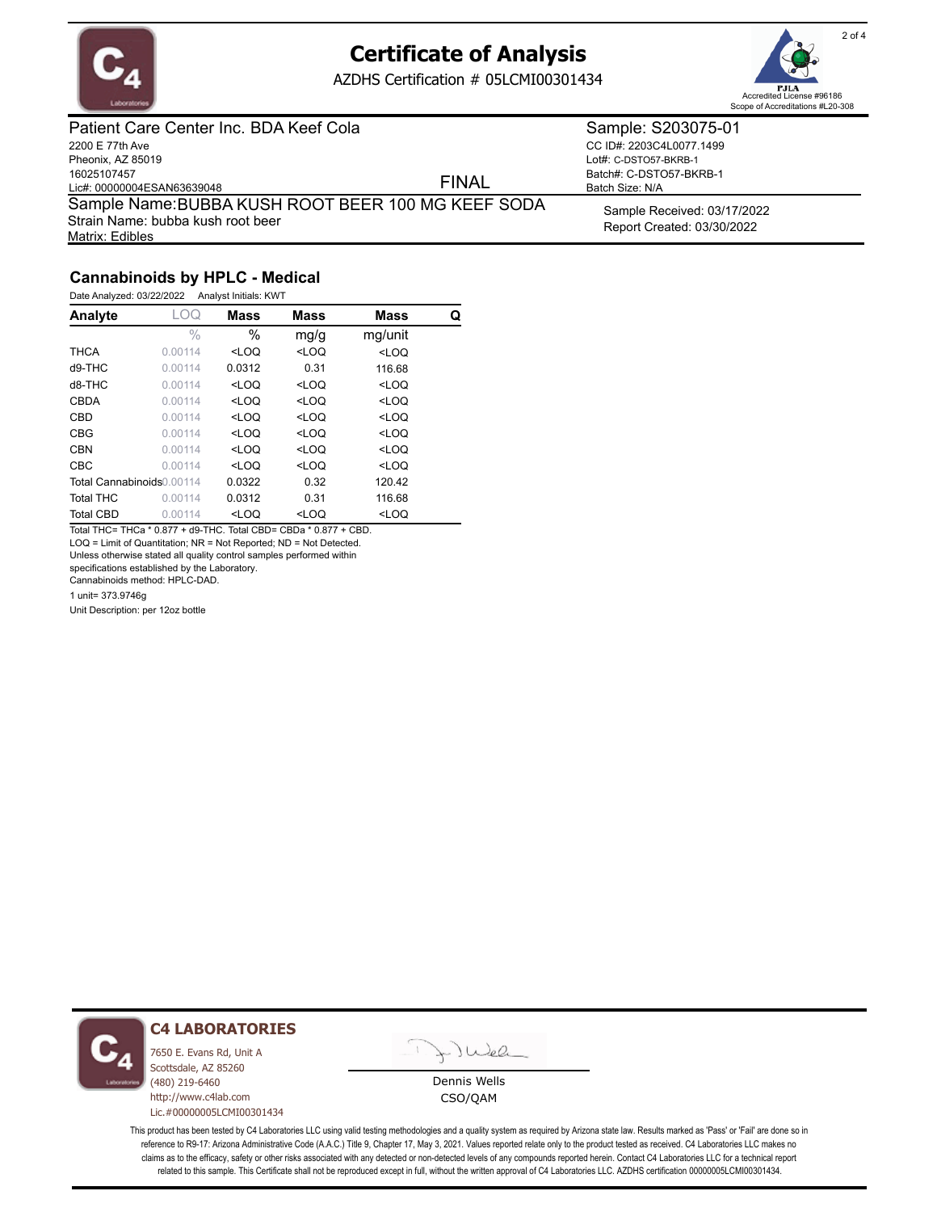# Certificate of Analysis

AZDHS Certification # 05LCMI00301434

Accredited License #96186
Scope of Accreditations #L20-308

## Patient Care Center Inc. BDA Keef Cola

2200 E 77th Ave
Pheonix, AZ 85019
16025107457
Lic#: 00000004ESAN63639048

FINAL

**Sample: S203075-01**
CC ID#: 2203C4L0077.1499
Lot#: C-DSTO57-BKRB-1
Batch#: C-DSTO57-BKRB-1
Batch Size: N/A

Sample Name:BUBBA KUSH ROOT BEER 100 MG KEEF SODA
Strain Name: bubba kush root beer
Matrix: Edibles

Sample Received: 03/17/2022
Report Created: 03/30/2022

### Cannabinoids by HPLC - Medical

Date Analyzed: 03/22/2022 Analyst Initials: KWT

| Analyte | LOQ | Mass | Mass | Mass | Q |
|---|---|---|---|---|---|
| | % | % | mg/g | mg/unit | |
| THCA | 0.00114 | <LOQ | <LOQ | <LOQ | |
| d9-THC | 0.00114 | 0.0312 | 0.31 | 116.68 | |
| d8-THC | 0.00114 | <LOQ | <LOQ | <LOQ | |
| CBDA | 0.00114 | <LOQ | <LOQ | <LOQ | |
| CBD | 0.00114 | <LOQ | <LOQ | <LOQ | |
| CBG | 0.00114 | <LOQ | <LOQ | <LOQ | |
| CBN | 0.00114 | <LOQ | <LOQ | <LOQ | |
| CBC | 0.00114 | <LOQ | <LOQ | <LOQ | |
| Total Cannabinoids | 0.00114 | 0.0322 | 0.32 | 120.42 | |
| Total THC | 0.00114 | 0.0312 | 0.31 | 116.68 | |
| Total CBD | 0.00114 | <LOQ | <LOQ | <LOQ | |

Total THC= THCa * 0.877 + d9-THC. Total CBD= CBDa * 0.877 + CBD.
LOQ = Limit of Quantitation; NR = Not Reported; ND = Not Detected.
Unless otherwise stated all quality control samples performed within specifications established by the Laboratory.
Cannabinoids method: HPLC-DAD.

1 unit= 373.9746g

Unit Description: per 12oz bottle

**C4 LABORATORIES**
7650 E. Evans Rd, Unit A
Scottsdale, AZ 85260
(480) 219-6460
http://www.c4lab.com
Lic.#00000005LCMI00301434

Dennis Wells
CSO/QAM

This product has been tested by C4 Laboratories LLC using valid testing methodologies and a quality system as required by Arizona state law. Results marked as 'Pass' or 'Fail' are done so in reference to R9-17: Arizona Administrative Code (A.A.C.) Title 9, Chapter 17, May 3, 2021. Values reported relate only to the product tested as received. C4 Laboratories LLC makes no claims as to the efficacy, safety or other risks associated with any detected or non-detected levels of any compounds reported herein. Contact C4 Laboratories LLC for a technical report related to this sample. This Certificate shall not be reproduced except in full, without the written approval of C4 Laboratories LLC. AZDHS certification 00000005LCMI00301434.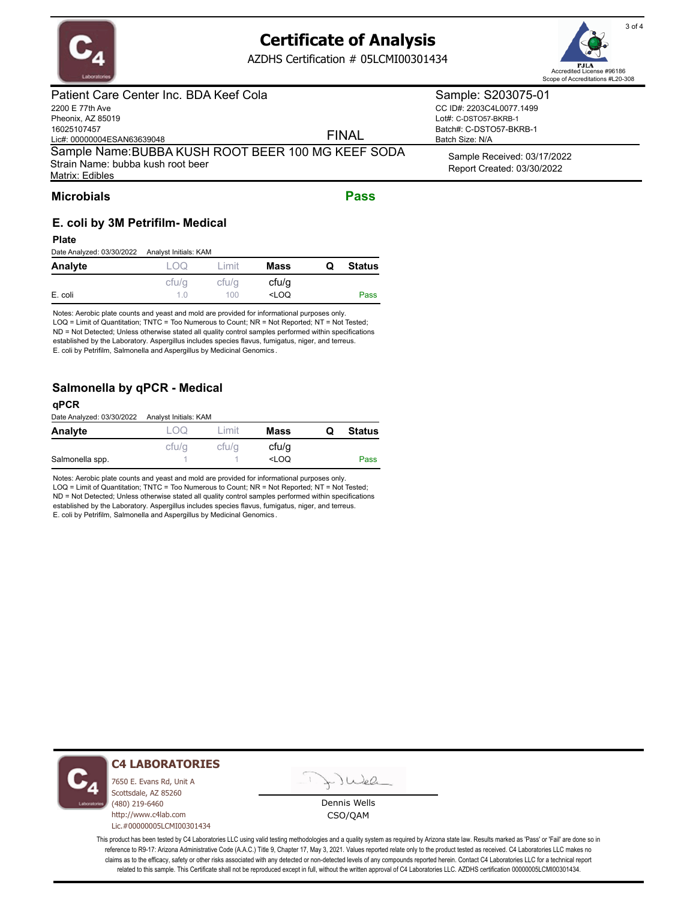# Certificate of Analysis

AZDHS Certification # 05LCMI00301434

Accredited License #96186
Scope of Accreditations #L20-308

**Patient Care Center Inc. BDA Keef Cola**
2200 E 77th Ave
Pheonix, AZ 85019
16025107457
Lic#: 00000004ESAN63639048

FINAL

**Sample: S203075-01**
CC ID#: 2203C4L0077.1499
Lot#: C-DSTO57-BKRB-1
Batch#: C-DSTO57-BKRB-1
Batch Size: N/A

Sample Name: BUBBA KUSH ROOT BEER 100 MG KEEF SODA
Strain Name: bubba kush root beer
Matrix: Edibles

Sample Received: 03/17/2022
Report Created: 03/30/2022

## Microbials — Pass

### E. coli by 3M Petrifilm- Medical

**Plate**

Date Analyzed: 03/30/2022 Analyst Initials: KAM

| Analyte | LOQ | Limit | Mass | Q | Status |
|---|---|---|---|---|---|
| | cfu/g | cfu/g | cfu/g | | |
| E. coli | 1.0 | 100 | <LOQ | | Pass |

Notes: Aerobic plate counts and yeast and mold are provided for informational purposes only.
LOQ = Limit of Quantitation; TNTC = Too Numerous to Count; NR = Not Reported; NT = Not Tested;
ND = Not Detected; Unless otherwise stated all quality control samples performed within specifications established by the Laboratory. Aspergillus includes species flavus, fumigatus, niger, and terreus.
E. coli by Petrifilm, Salmonella and Aspergillus by Medicinal Genomics.

### Salmonella by qPCR - Medical

**qPCR**

Date Analyzed: 03/30/2022 Analyst Initials: KAM

| Analyte | LOQ | Limit | Mass | Q | Status |
|---|---|---|---|---|---|
| | cfu/g | cfu/g | cfu/g | | |
| Salmonella spp. | 1 | 1 | <LOQ | | Pass |

Notes: Aerobic plate counts and yeast and mold are provided for informational purposes only.
LOQ = Limit of Quantitation; TNTC = Too Numerous to Count; NR = Not Reported; NT = Not Tested;
ND = Not Detected; Unless otherwise stated all quality control samples performed within specifications established by the Laboratory. Aspergillus includes species flavus, fumigatus, niger, and terreus.
E. coli by Petrifilm, Salmonella and Aspergillus by Medicinal Genomics.

**C4 LABORATORIES**
7650 E. Evans Rd, Unit A
Scottsdale, AZ 85260
(480) 219-6460
http://www.c4lab.com
Lic.#00000005LCMI00301434

Dennis Wells
CSO/QAM

This product has been tested by C4 Laboratories LLC using valid testing methodologies and a quality system as required by Arizona state law. Results marked as 'Pass' or 'Fail' are done so in reference to R9-17: Arizona Administrative Code (A.A.C.) Title 9, Chapter 17, May 3, 2021. Values reported relate only to the product tested as received. C4 Laboratories LLC makes no claims as to the efficacy, safety or other risks associated with any detected or non-detected levels of any compounds reported herein. Contact C4 Laboratories LLC for a technical report related to this sample. This Certificate shall not be reproduced except in full, without the written approval of C4 Laboratories LLC. AZDHS certification 00000005LCMI00301434.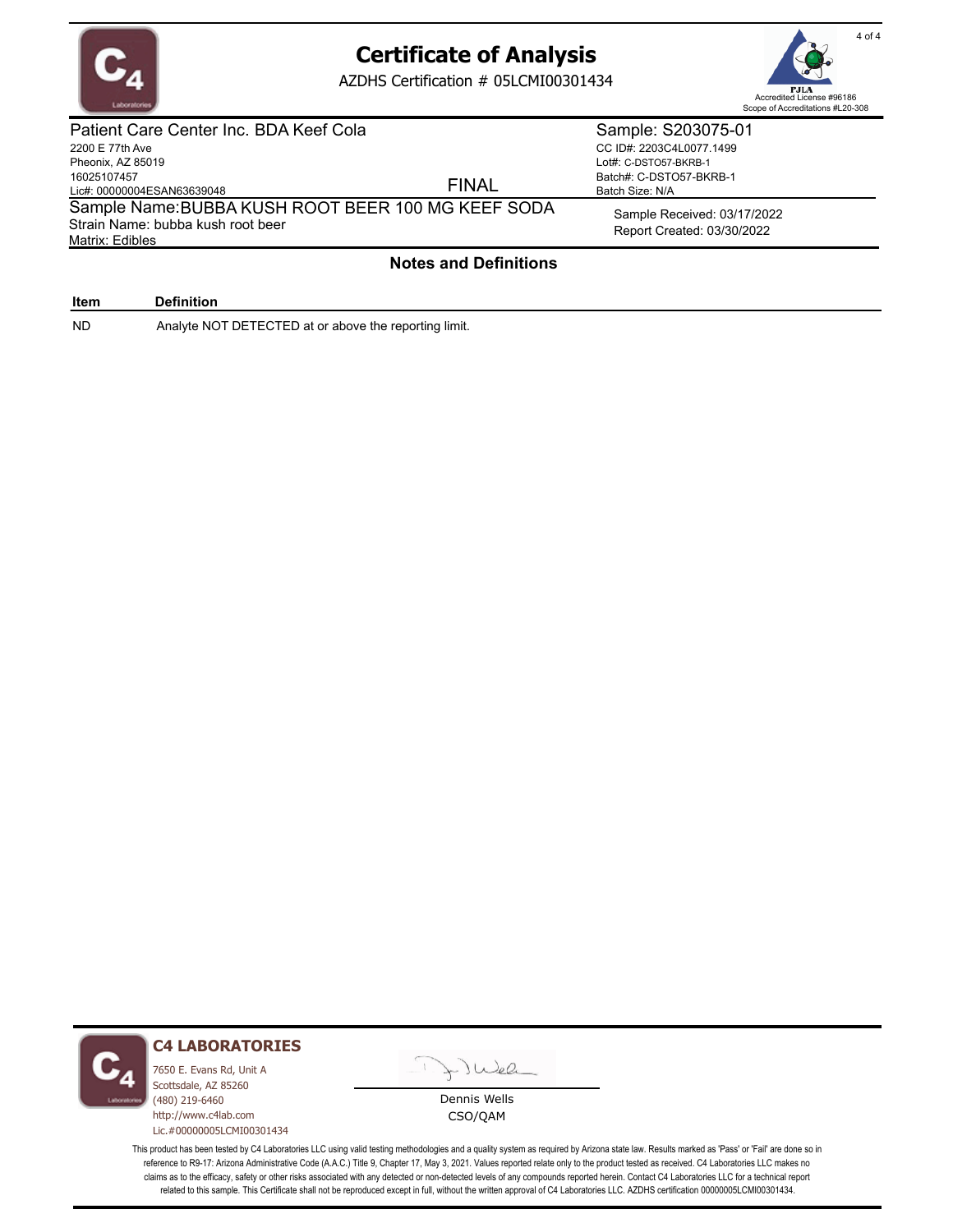# Certificate of Analysis

AZDHS Certification # 05LCMI00301434

Accredited License #96186
Scope of Accreditations #L20-308

Patient Care Center Inc. BDA Keef Cola
2200 E 77th Ave
Pheonix, AZ 85019
16025107457
Lic#: 00000004ESAN63639048

FINAL

Sample: S203075-01
CC ID#: 2203C4L0077.1499
Lot#: C-DSTO57-BKRB-1
Batch#: C-DSTO57-BKRB-1
Batch Size: N/A

Sample Name: BUBBA KUSH ROOT BEER 100 MG KEEF SODA
Strain Name: bubba kush root beer
Matrix: Edibles

Sample Received: 03/17/2022
Report Created: 03/30/2022

## Notes and Definitions

| Item | Definition |
|---|---|
| ND | Analyte NOT DETECTED at or above the reporting limit. |

**C4 LABORATORIES**
7650 E. Evans Rd, Unit A
Scottsdale, AZ 85260
(480) 219-6460
http://www.c4lab.com
Lic.#00000005LCMI00301434

Dennis Wells
CSO/QAM

This product has been tested by C4 Laboratories LLC using valid testing methodologies and a quality system as required by Arizona state law. Results marked as 'Pass' or 'Fail' are done so in reference to R9-17: Arizona Administrative Code (A.A.C.) Title 9, Chapter 17, May 3, 2021. Values reported relate only to the product tested as received. C4 Laboratories LLC makes no claims as to the efficacy, safety or other risks associated with any detected or non-detected levels of any compounds reported herein. Contact C4 Laboratories LLC for a technical report related to this sample. This Certificate shall not be reproduced except in full, without the written approval of C4 Laboratories LLC. AZDHS certification 00000005LCMI00301434.